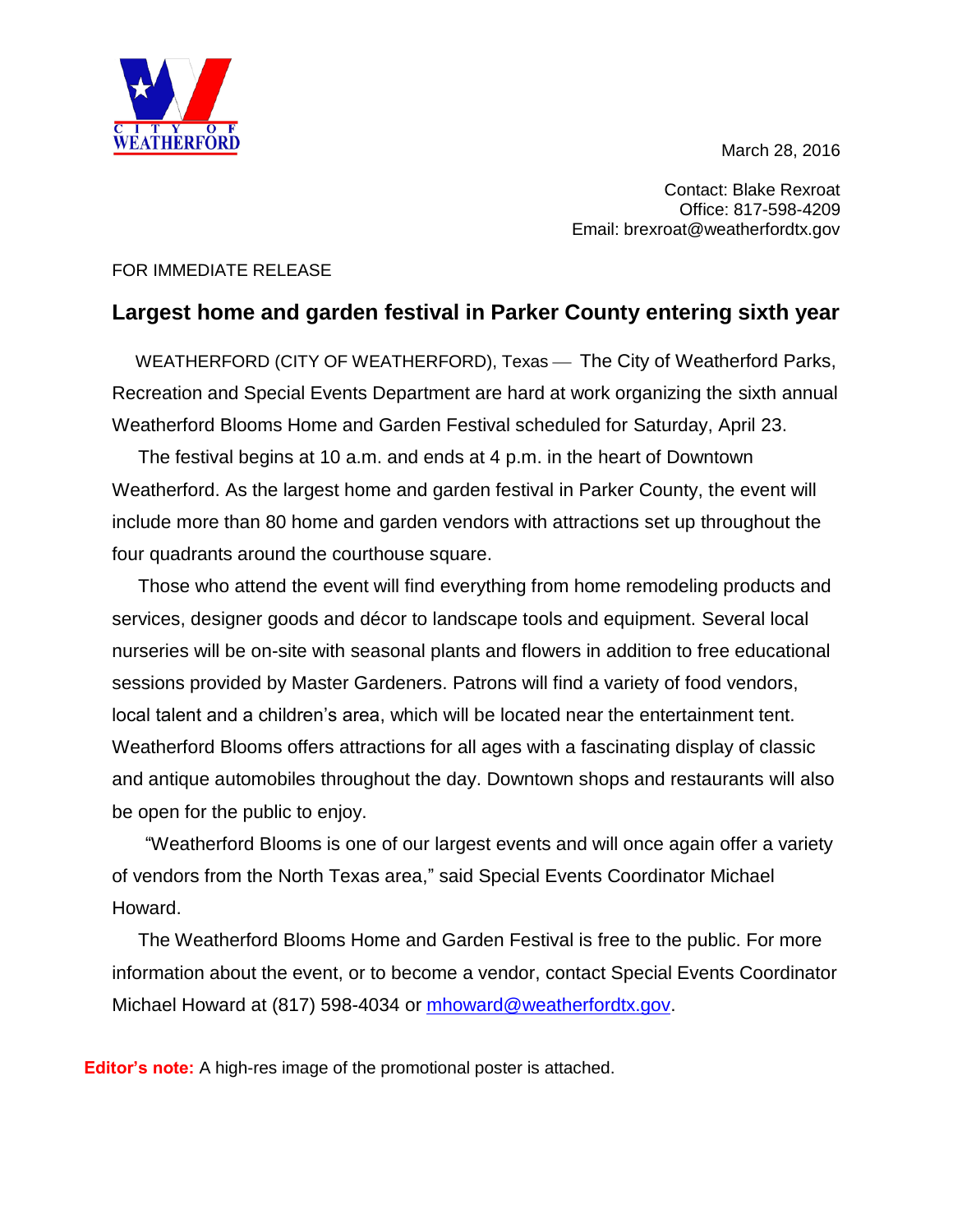CITY OF WEATHERFORD

March 28, 2016

Contact: Blake Rexroat
Office: 817-598-4209
Email: brexroat@weatherfordtx.gov

FOR IMMEDIATE RELEASE

## Largest home and garden festival in Parker County entering sixth year

WEATHERFORD (CITY OF WEATHERFORD), Texas — The City of Weatherford Parks, Recreation and Special Events Department are hard at work organizing the sixth annual Weatherford Blooms Home and Garden Festival scheduled for Saturday, April 23.

The festival begins at 10 a.m. and ends at 4 p.m. in the heart of Downtown Weatherford. As the largest home and garden festival in Parker County, the event will include more than 80 home and garden vendors with attractions set up throughout the four quadrants around the courthouse square.

Those who attend the event will find everything from home remodeling products and services, designer goods and décor to landscape tools and equipment. Several local nurseries will be on-site with seasonal plants and flowers in addition to free educational sessions provided by Master Gardeners. Patrons will find a variety of food vendors, local talent and a children's area, which will be located near the entertainment tent. Weatherford Blooms offers attractions for all ages with a fascinating display of classic and antique automobiles throughout the day. Downtown shops and restaurants will also be open for the public to enjoy.

"Weatherford Blooms is one of our largest events and will once again offer a variety of vendors from the North Texas area," said Special Events Coordinator Michael Howard.

The Weatherford Blooms Home and Garden Festival is free to the public. For more information about the event, or to become a vendor, contact Special Events Coordinator Michael Howard at (817) 598-4034 or mhoward@weatherfordtx.gov.

**Editor's note:** A high-res image of the promotional poster is attached.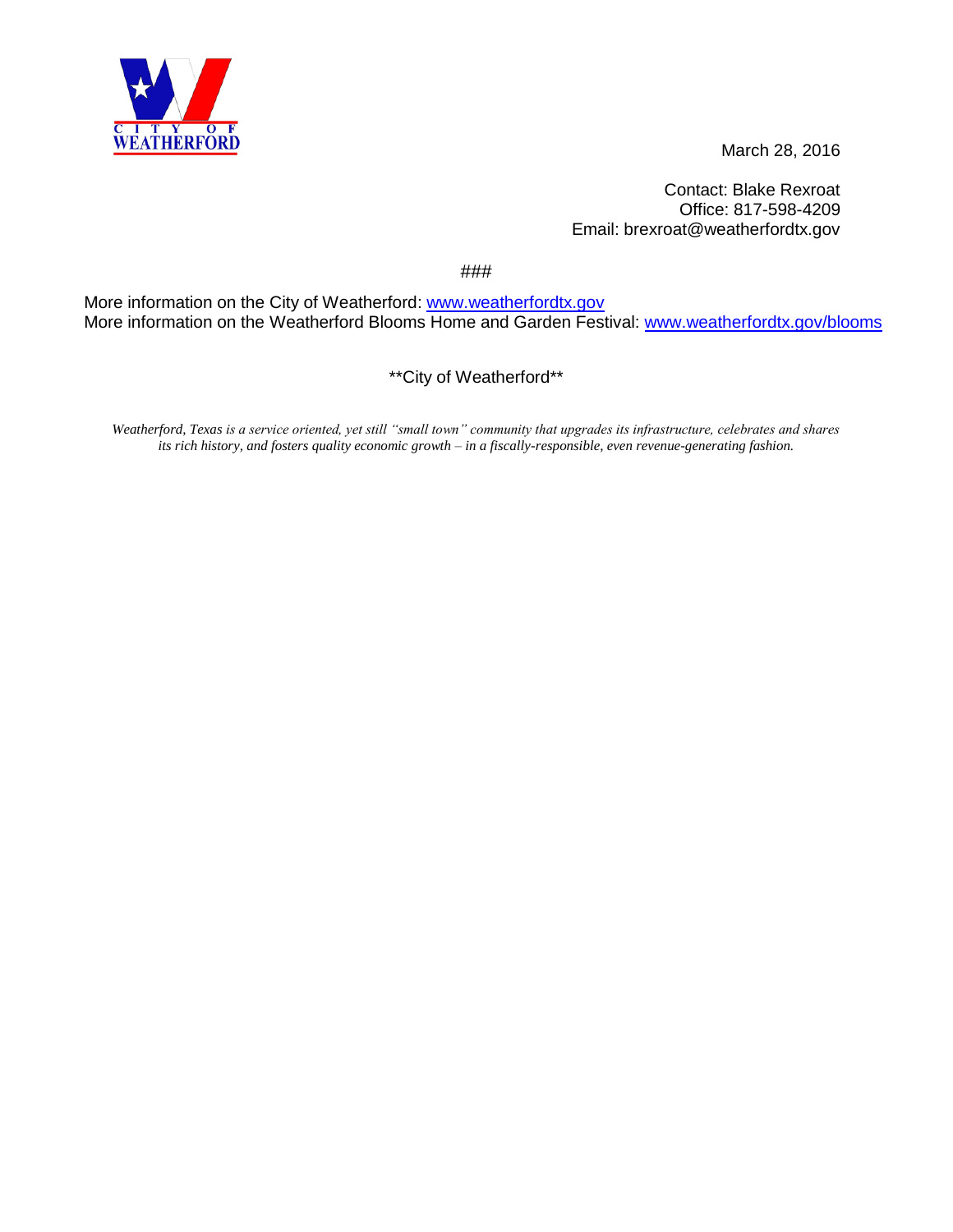March 28, 2016

Contact: Blake Rexroat
Office: 817-598-4209
Email: brexroat@weatherfordtx.gov

###

More information on the City of Weatherford: [www.weatherfordtx.gov](http://www.weatherfordtx.gov)
More information on the Weatherford Blooms Home and Garden Festival: [www.weatherfordtx.gov/blooms](http://www.weatherfordtx.gov/blooms)

**City of Weatherford**

*Weatherford, Texas is a service oriented, yet still "small town" community that upgrades its infrastructure, celebrates and shares its rich history, and fosters quality economic growth – in a fiscally-responsible, even revenue-generating fashion.*